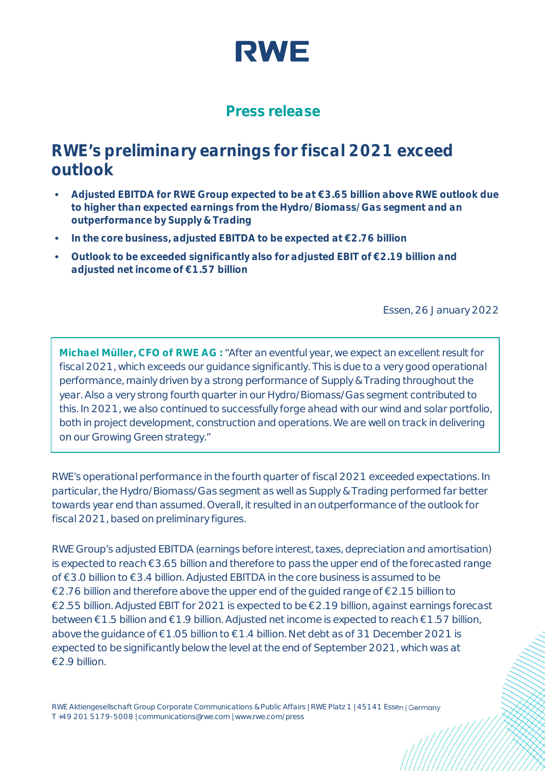RWE

**Press release**

# RWE's preliminary earnings for fiscal 2021 exceed outlook

- **Adjusted EBITDA for RWE Group expected to be at €3.65 billion above RWE outlook due to higher than expected earnings from the Hydro/Biomass/Gas segment and an outperformance by Supply & Trading**
- **In the core business, adjusted EBITDA to be expected at €2.76 billion**
- **Outlook to be exceeded significantly also for adjusted EBIT of €2.19 billion and adjusted net income of €1.57 billion**

Essen, 26 January 2022

**Michael Müller, CFO of RWE AG :** "After an eventful year, we expect an excellent result for fiscal 2021, which exceeds our guidance significantly. This is due to a very good operational performance, mainly driven by a strong performance of Supply & Trading throughout the year. Also a very strong fourth quarter in our Hydro/Biomass/Gas segment contributed to this. In 2021, we also continued to successfully forge ahead with our wind and solar portfolio, both in project development, construction and operations. We are well on track in delivering on our Growing Green strategy."

RWE's operational performance in the fourth quarter of fiscal 2021 exceeded expectations. In particular, the Hydro/Biomass/Gas segment as well as Supply & Trading performed far better towards year end than assumed. Overall, it resulted in an outperformance of the outlook for fiscal 2021, based on preliminary figures.

RWE Group's adjusted EBITDA (earnings before interest, taxes, depreciation and amortisation) is expected to reach €3.65 billion and therefore to pass the upper end of the forecasted range of €3.0 billion to €3.4 billion. Adjusted EBITDA in the core business is assumed to be €2.76 billion and therefore above the upper end of the guided range of €2.15 billion to €2.55 billion. Adjusted EBIT for 2021 is expected to be €2.19 billion, against earnings forecast between €1.5 billion and €1.9 billion. Adjusted net income is expected to reach €1.57 billion, above the guidance of €1.05 billion to €1.4 billion. Net debt as of 31 December 2021 is expected to be significantly below the level at the end of September 2021, which was at €2.9 billion.

RWE Aktiengesellschaft Group Corporate Communications & Public Affairs | RWE Platz 1 | 45141 Essen | Germany
T +49 201 5179-5008 | communications@rwe.com | www.rwe.com/press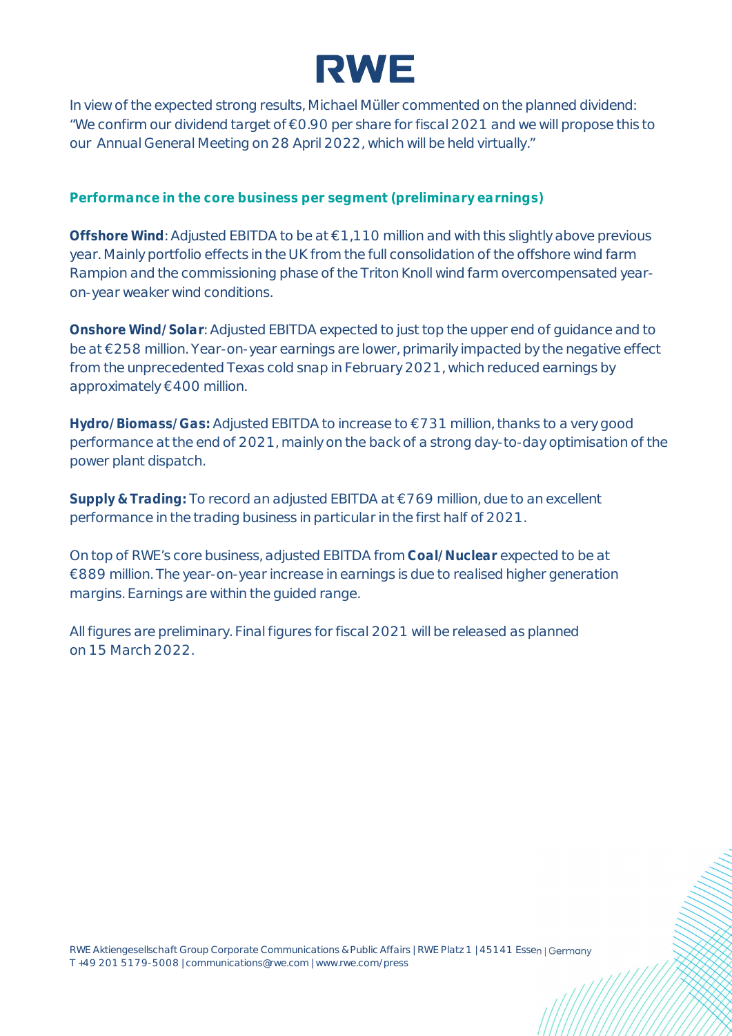In view of the expected strong results, Michael Müller commented on the planned dividend: "We confirm our dividend target of €0.90 per share for fiscal 2021 and we will propose this to our Annual General Meeting on 28 April 2022, which will be held virtually."

## Performance in the core business per segment (preliminary earnings)

**Offshore Wind**: Adjusted EBITDA to be at €1,110 million and with this slightly above previous year. Mainly portfolio effects in the UK from the full consolidation of the offshore wind farm Rampion and the commissioning phase of the Triton Knoll wind farm overcompensated year-on-year weaker wind conditions.

**Onshore Wind/Solar**: Adjusted EBITDA expected to just top the upper end of guidance and to be at €258 million. Year-on-year earnings are lower, primarily impacted by the negative effect from the unprecedented Texas cold snap in February 2021, which reduced earnings by approximately €400 million.

**Hydro/Biomass/Gas:** Adjusted EBITDA to increase to €731 million, thanks to a very good performance at the end of 2021, mainly on the back of a strong day-to-day optimisation of the power plant dispatch.

**Supply & Trading:** To record an adjusted EBITDA at €769 million, due to an excellent performance in the trading business in particular in the first half of 2021.

On top of RWE's core business, adjusted EBITDA from **Coal/Nuclear** expected to be at €889 million. The year-on-year increase in earnings is due to realised higher generation margins. Earnings are within the guided range.

All figures are preliminary. Final figures for fiscal 2021 will be released as planned on 15 March 2022.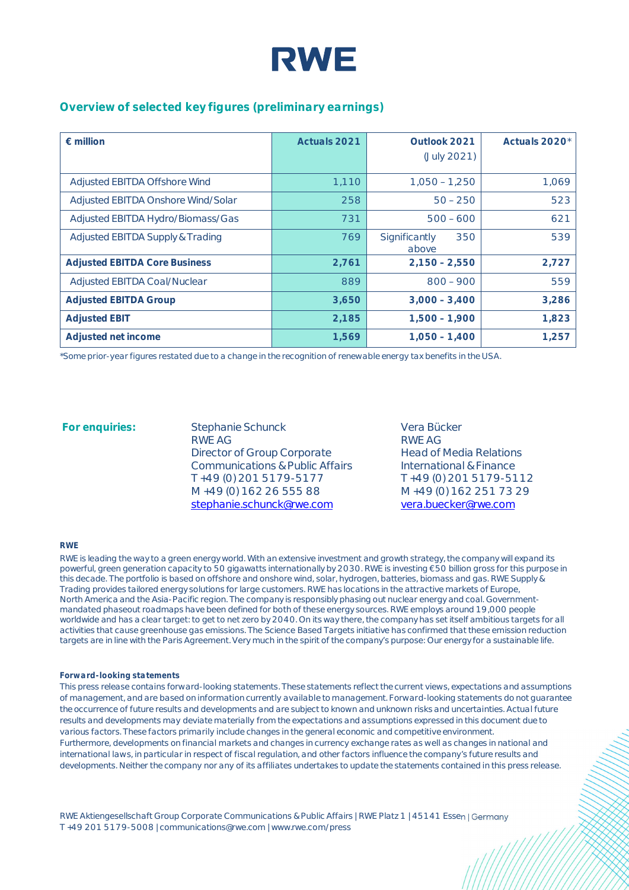RWE

## Overview of selected key figures (preliminary earnings)

| € million | Actuals 2021 | Outlook 2021 (July 2021) | Actuals 2020* |
|---|---|---|---|
| Adjusted EBITDA Offshore Wind | 1,110 | 1,050 – 1,250 | 1,069 |
| Adjusted EBITDA Onshore Wind/Solar | 258 | 50 – 250 | 523 |
| Adjusted EBITDA Hydro/Biomass/Gas | 731 | 500 – 600 | 621 |
| Adjusted EBITDA Supply & Trading | 769 | Significantly above 350 | 539 |
| **Adjusted EBITDA Core Business** | **2,761** | **2,150 – 2,550** | **2,727** |
| Adjusted EBITDA Coal/Nuclear | 889 | 800 – 900 | 559 |
| **Adjusted EBITDA Group** | **3,650** | **3,000 – 3,400** | **3,286** |
| **Adjusted EBIT** | **2,185** | **1,500 – 1,900** | **1,823** |
| **Adjusted net income** | **1,569** | **1,050 – 1,400** | **1,257** |

*Some prior-year figures restated due to a change in the recognition of renewable energy tax benefits in the USA.

**For enquiries:**

Stephanie Schunck
RWE AG
Director of Group Corporate Communications & Public Affairs
T +49 (0) 201 5179-5177
M +49 (0) 162 26 555 88
stephanie.schunck@rwe.com

Vera Bücker
RWE AG
Head of Media Relations International & Finance
T +49 (0) 201 5179-5112
M +49 (0) 162 251 73 29
vera.buecker@rwe.com

**RWE**

RWE is leading the way to a green energy world. With an extensive investment and growth strategy, the company will expand its powerful, green generation capacity to 50 gigawatts internationally by 2030. RWE is investing €50 billion gross for this purpose in this decade. The portfolio is based on offshore and onshore wind, solar, hydrogen, batteries, biomass and gas. RWE Supply & Trading provides tailored energy solutions for large customers. RWE has locations in the attractive markets of Europe, North America and the Asia-Pacific region. The company is responsibly phasing out nuclear energy and coal. Government-mandated phaseout roadmaps have been defined for both of these energy sources. RWE employs around 19,000 people worldwide and has a clear target: to get to net zero by 2040. On its way there, the company has set itself ambitious targets for all activities that cause greenhouse gas emissions. The Science Based Targets initiative has confirmed that these emission reduction targets are in line with the Paris Agreement. Very much in the spirit of the company's purpose: Our energy for a sustainable life.

***Forward-looking statements***

*This press release contains forward-looking statements. These statements reflect the current views, expectations and assumptions of management, and are based on information currently available to management. Forward-looking statements do not guarantee the occurrence of future results and developments and are subject to known and unknown risks and uncertainties. Actual future results and developments may deviate materially from the expectations and assumptions expressed in this document due to various factors. These factors primarily include changes in the general economic and competitive environment. Furthermore, developments on financial markets and changes in currency exchange rates as well as changes in national and international laws, in particular in respect of fiscal regulation, and other factors influence the company's future results and developments. Neither the company nor any of its affiliates undertakes to update the statements contained in this press release.*

RWE Aktiengesellschaft Group Corporate Communications & Public Affairs | RWE Platz 1 | 45141 Essen | Germany
T +49 201 5179-5008 | communications@rwe.com | www.rwe.com/press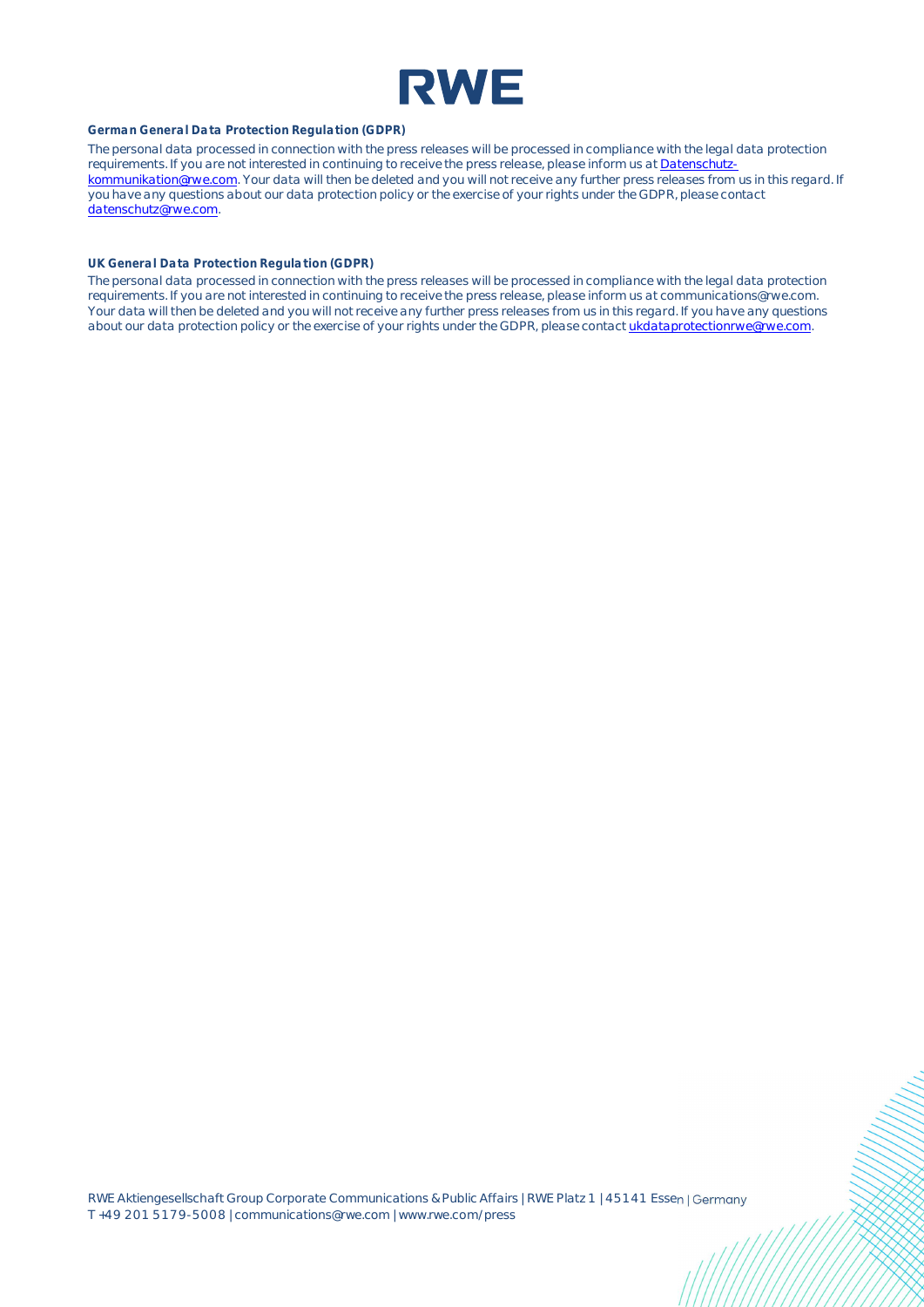### German General Data Protection Regulation (GDPR)

The personal data processed in connection with the press releases will be processed in compliance with the legal data protection requirements. If you are not interested in continuing to receive the press release, please inform us at Datenschutz-kommunikation@rwe.com. Your data will then be deleted and you will not receive any further press releases from us in this regard. If you have any questions about our data protection policy or the exercise of your rights under the GDPR, please contact datenschutz@rwe.com.

### UK General Data Protection Regulation (GDPR)

The personal data processed in connection with the press releases will be processed in compliance with the legal data protection requirements. If you are not interested in continuing to receive the press release, please inform us at communications@rwe.com. Your data will then be deleted and you will not receive any further press releases from us in this regard. If you have any questions about our data protection policy or the exercise of your rights under the GDPR, please contact ukdataprotectionrwe@rwe.com.

RWE Aktiengesellschaft Group Corporate Communications & Public Affairs | RWE Platz 1 | 45141 Essen | Germany
T +49 201 5179-5008 | communications@rwe.com | www.rwe.com/press